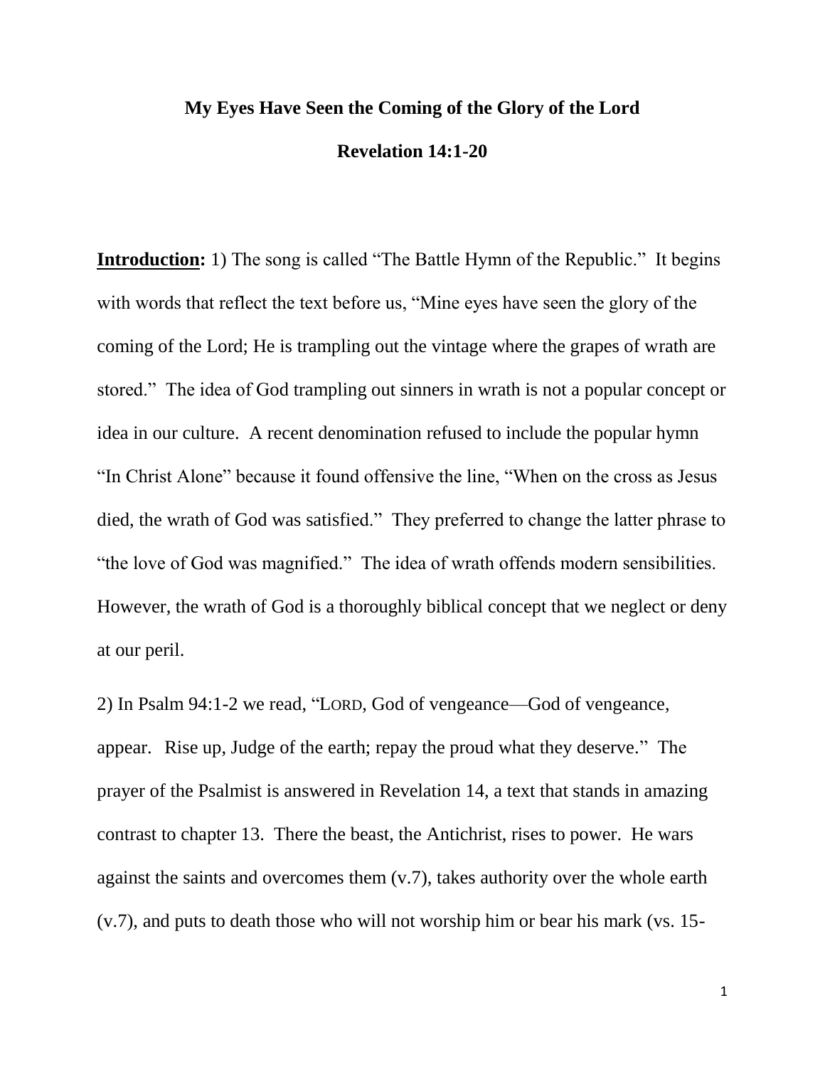# My Eyes Have Seen the Coming of the Glory of the Lord

## Revelation 14:1-20

**Introduction:** 1) The song is called "The Battle Hymn of the Republic." It begins with words that reflect the text before us, "Mine eyes have seen the glory of the coming of the Lord; He is trampling out the vintage where the grapes of wrath are stored." The idea of God trampling out sinners in wrath is not a popular concept or idea in our culture. A recent denomination refused to include the popular hymn "In Christ Alone" because it found offensive the line, "When on the cross as Jesus died, the wrath of God was satisfied." They preferred to change the latter phrase to "the love of God was magnified." The idea of wrath offends modern sensibilities. However, the wrath of God is a thoroughly biblical concept that we neglect or deny at our peril.

2) In Psalm 94:1-2 we read, "LORD, God of vengeance—God of vengeance, appear. Rise up, Judge of the earth; repay the proud what they deserve." The prayer of the Psalmist is answered in Revelation 14, a text that stands in amazing contrast to chapter 13. There the beast, the Antichrist, rises to power. He wars against the saints and overcomes them (v.7), takes authority over the whole earth (v.7), and puts to death those who will not worship him or bear his mark (vs. 15-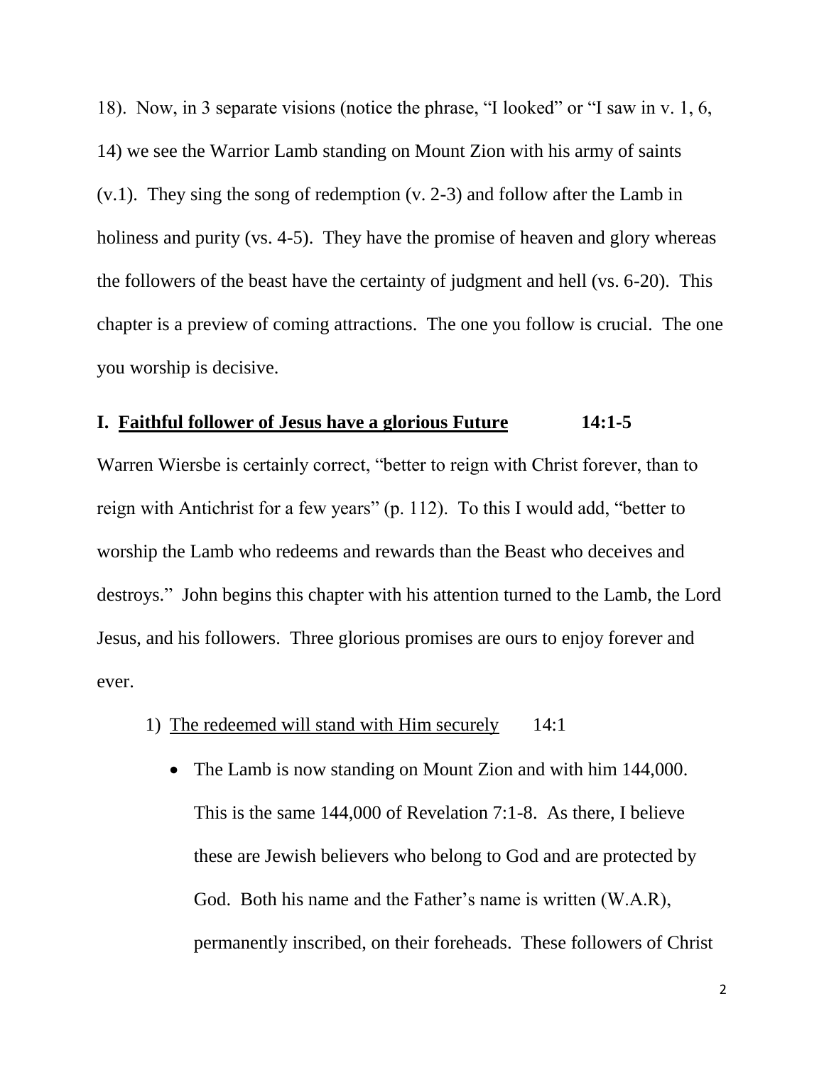18). Now, in 3 separate visions (notice the phrase, "I looked" or "I saw in v. 1, 6, 14) we see the Warrior Lamb standing on Mount Zion with his army of saints (v.1). They sing the song of redemption (v. 2-3) and follow after the Lamb in holiness and purity (vs. 4-5). They have the promise of heaven and glory whereas the followers of the beast have the certainty of judgment and hell (vs. 6-20). This chapter is a preview of coming attractions. The one you follow is crucial. The one you worship is decisive.

## I. <u>Faithful follower of Jesus have a glorious Future</u> 14:1-5

Warren Wiersbe is certainly correct, "better to reign with Christ forever, than to reign with Antichrist for a few years" (p. 112). To this I would add, "better to worship the Lamb who redeems and rewards than the Beast who deceives and destroys." John begins this chapter with his attention turned to the Lamb, the Lord Jesus, and his followers. Three glorious promises are ours to enjoy forever and ever.

1) <u>The redeemed will stand with Him securely</u> 14:1

   - The Lamb is now standing on Mount Zion and with him 144,000. This is the same 144,000 of Revelation 7:1-8. As there, I believe these are Jewish believers who belong to God and are protected by God. Both his name and the Father's name is written (W.A.R), permanently inscribed, on their foreheads. These followers of Christ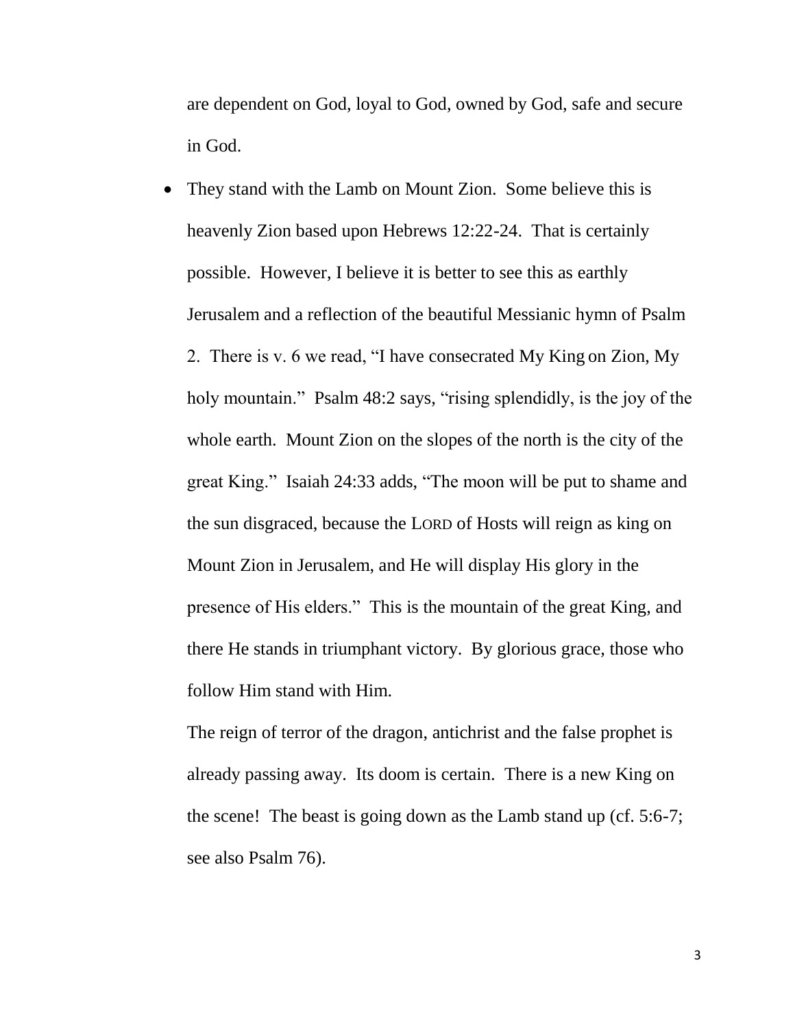are dependent on God, loyal to God, owned by God, safe and secure in God.

- They stand with the Lamb on Mount Zion. Some believe this is heavenly Zion based upon Hebrews 12:22-24. That is certainly possible. However, I believe it is better to see this as earthly Jerusalem and a reflection of the beautiful Messianic hymn of Psalm 2. There is v. 6 we read, "I have consecrated My King on Zion, My holy mountain." Psalm 48:2 says, "rising splendidly, is the joy of the whole earth. Mount Zion on the slopes of the north is the city of the great King." Isaiah 24:33 adds, "The moon will be put to shame and the sun disgraced, because the LORD of Hosts will reign as king on Mount Zion in Jerusalem, and He will display His glory in the presence of His elders." This is the mountain of the great King, and there He stands in triumphant victory. By glorious grace, those who follow Him stand with Him.

  The reign of terror of the dragon, antichrist and the false prophet is already passing away. Its doom is certain. There is a new King on the scene! The beast is going down as the Lamb stand up (cf. 5:6-7; see also Psalm 76).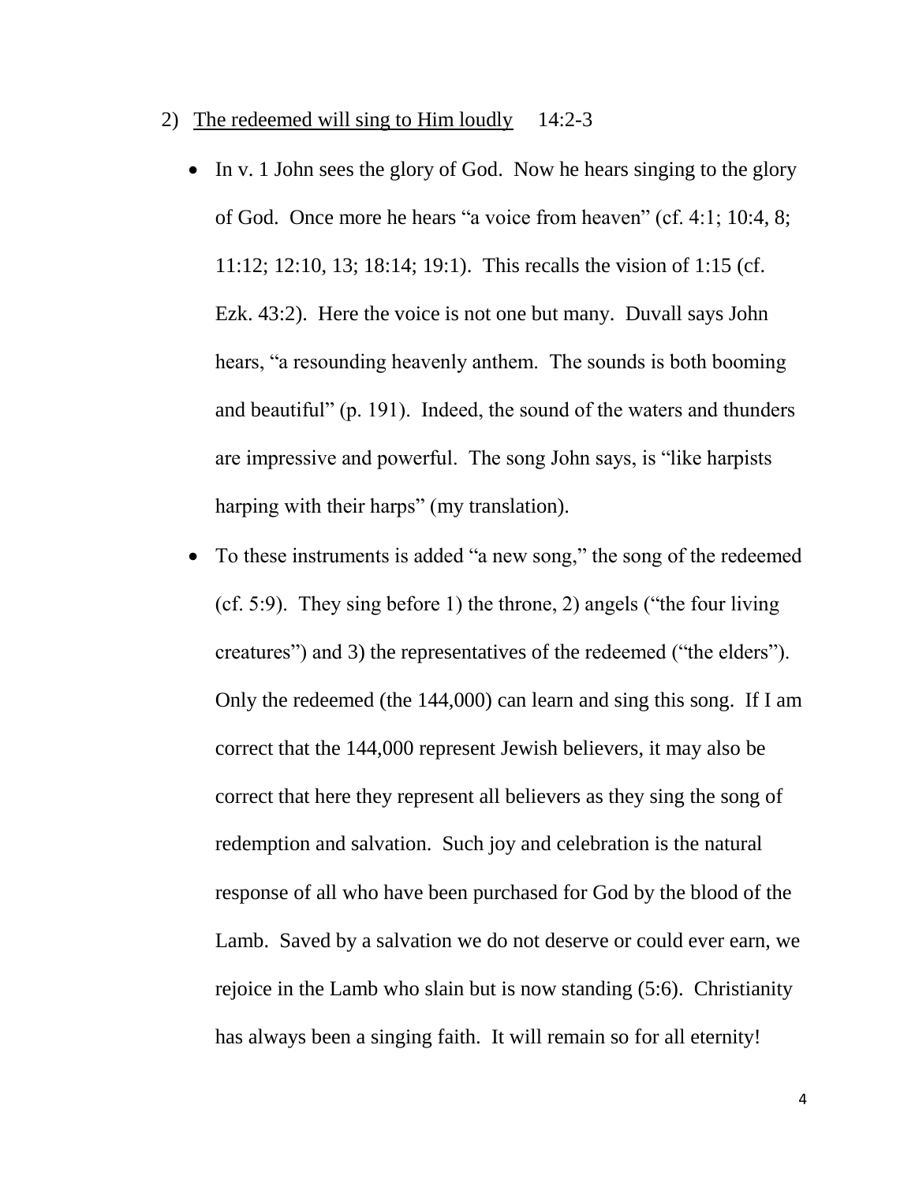2) <u>The redeemed will sing to Him loudly</u> 14:2-3

- In v. 1 John sees the glory of God. Now he hears singing to the glory of God. Once more he hears "a voice from heaven" (cf. 4:1; 10:4, 8; 11:12; 12:10, 13; 18:14; 19:1). This recalls the vision of 1:15 (cf. Ezk. 43:2). Here the voice is not one but many. Duvall says John hears, "a resounding heavenly anthem. The sounds is both booming and beautiful" (p. 191). Indeed, the sound of the waters and thunders are impressive and powerful. The song John says, is "like harpists harping with their harps" (my translation).
- To these instruments is added "a new song," the song of the redeemed (cf. 5:9). They sing before 1) the throne, 2) angels ("the four living creatures") and 3) the representatives of the redeemed ("the elders"). Only the redeemed (the 144,000) can learn and sing this song. If I am correct that the 144,000 represent Jewish believers, it may also be correct that here they represent all believers as they sing the song of redemption and salvation. Such joy and celebration is the natural response of all who have been purchased for God by the blood of the Lamb. Saved by a salvation we do not deserve or could ever earn, we rejoice in the Lamb who slain but is now standing (5:6). Christianity has always been a singing faith. It will remain so for all eternity!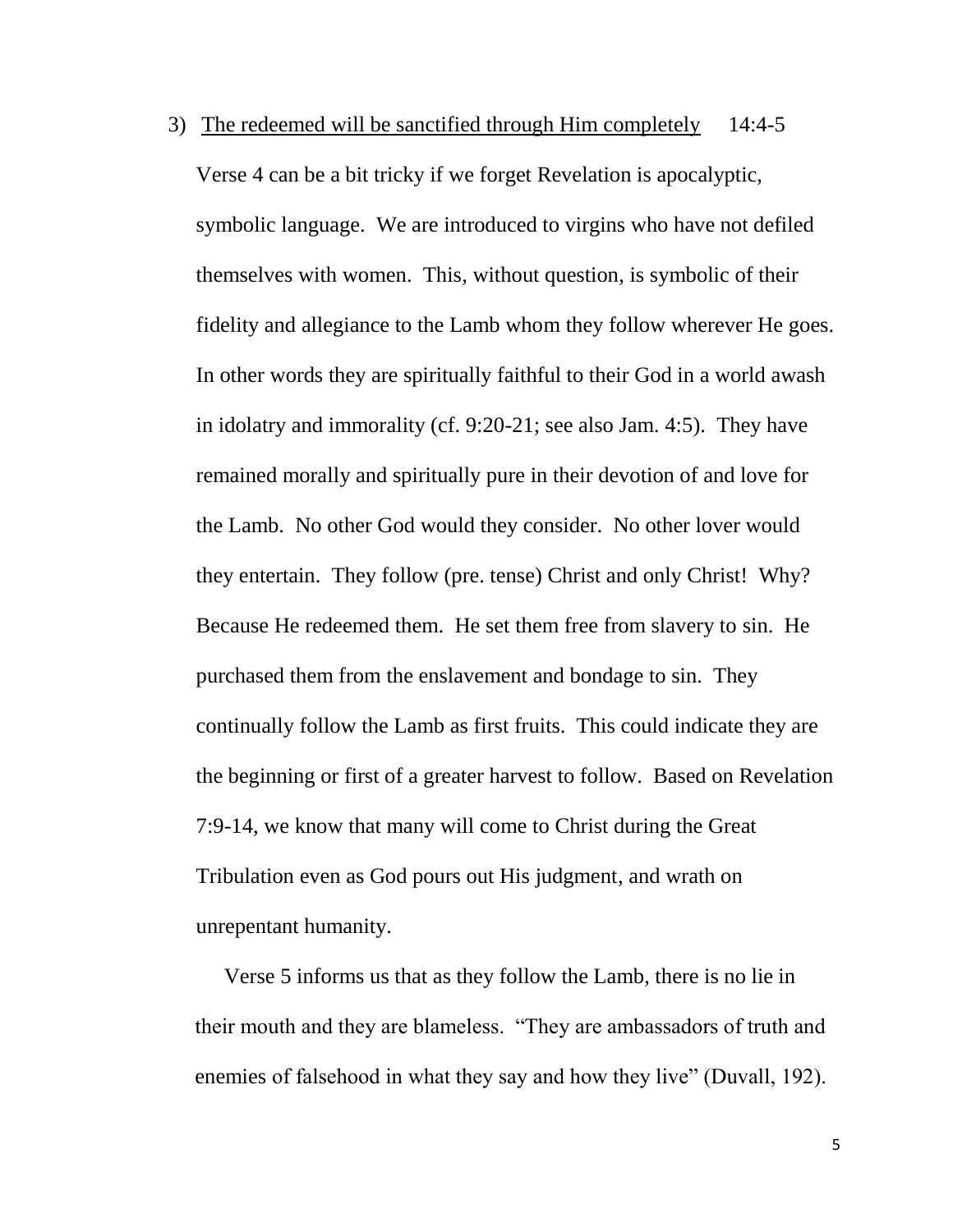3) <u>The redeemed will be sanctified through Him completely</u>     14:4-5

Verse 4 can be a bit tricky if we forget Revelation is apocalyptic, symbolic language. We are introduced to virgins who have not defiled themselves with women. This, without question, is symbolic of their fidelity and allegiance to the Lamb whom they follow wherever He goes. In other words they are spiritually faithful to their God in a world awash in idolatry and immorality (cf. 9:20-21; see also Jam. 4:5). They have remained morally and spiritually pure in their devotion of and love for the Lamb. No other God would they consider. No other lover would they entertain. They follow (pre. tense) Christ and only Christ! Why? Because He redeemed them. He set them free from slavery to sin. He purchased them from the enslavement and bondage to sin. They continually follow the Lamb as first fruits. This could indicate they are the beginning or first of a greater harvest to follow. Based on Revelation 7:9-14, we know that many will come to Christ during the Great Tribulation even as God pours out His judgment, and wrath on unrepentant humanity.

Verse 5 informs us that as they follow the Lamb, there is no lie in their mouth and they are blameless. "They are ambassadors of truth and enemies of falsehood in what they say and how they live" (Duvall, 192).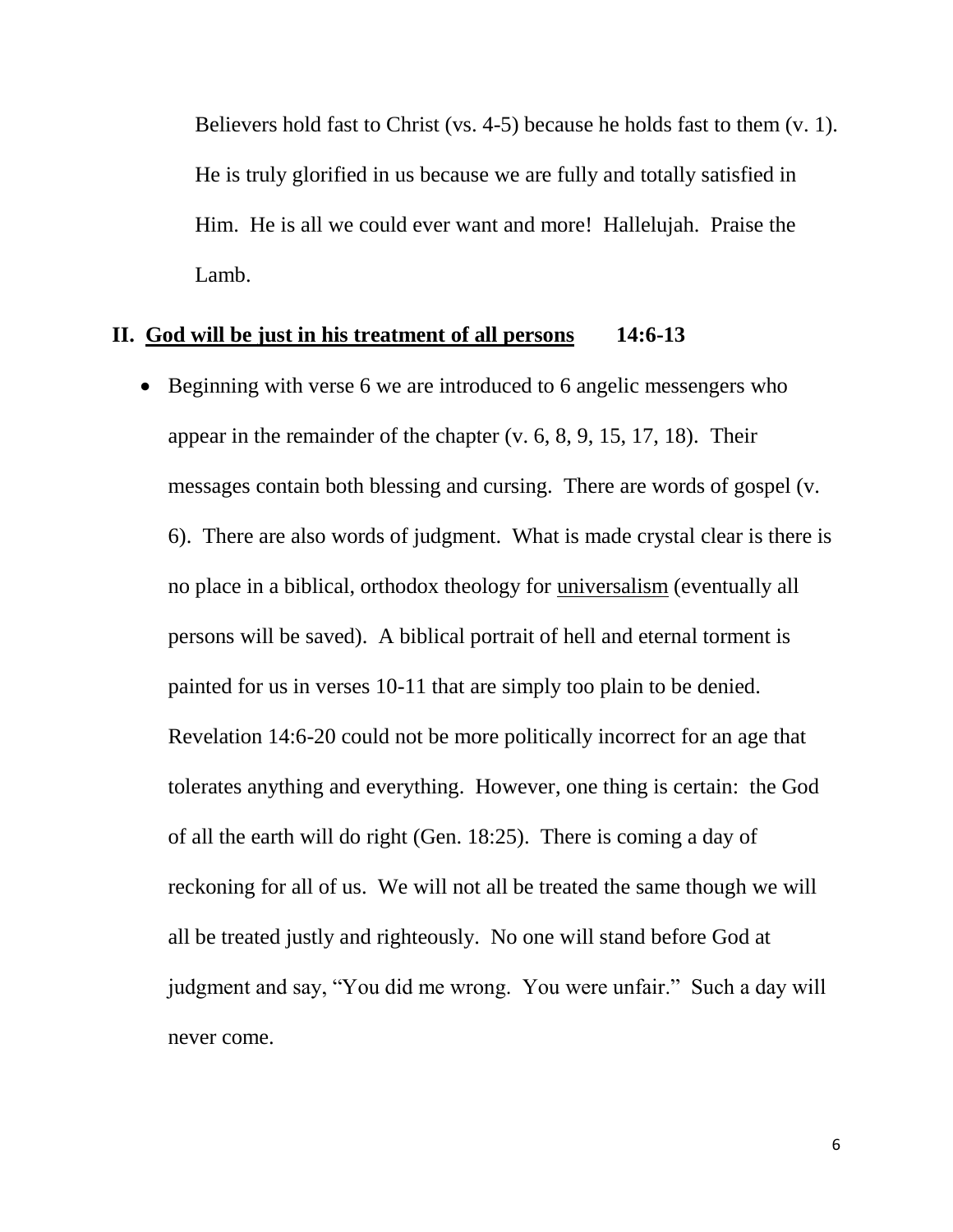Believers hold fast to Christ (vs. 4-5) because he holds fast to them (v. 1). He is truly glorified in us because we are fully and totally satisfied in Him. He is all we could ever want and more! Hallelujah. Praise the Lamb.

## II. <u>God will be just in his treatment of all persons</u> 14:6-13

- Beginning with verse 6 we are introduced to 6 angelic messengers who appear in the remainder of the chapter (v. 6, 8, 9, 15, 17, 18). Their messages contain both blessing and cursing. There are words of gospel (v. 6). There are also words of judgment. What is made crystal clear is there is no place in a biblical, orthodox theology for <u>universalism</u> (eventually all persons will be saved). A biblical portrait of hell and eternal torment is painted for us in verses 10-11 that are simply too plain to be denied. Revelation 14:6-20 could not be more politically incorrect for an age that tolerates anything and everything. However, one thing is certain: the God of all the earth will do right (Gen. 18:25). There is coming a day of reckoning for all of us. We will not all be treated the same though we will all be treated justly and righteously. No one will stand before God at judgment and say, "You did me wrong. You were unfair." Such a day will never come.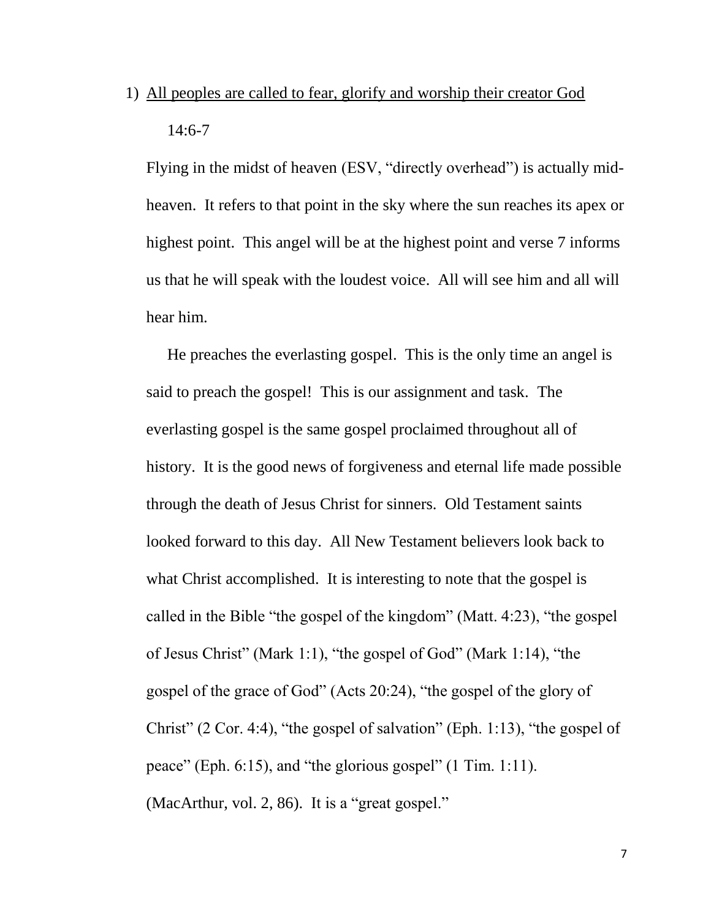1) <u>All peoples are called to fear, glorify and worship their creator God</u>

   14:6-7

   Flying in the midst of heaven (ESV, "directly overhead") is actually mid-heaven. It refers to that point in the sky where the sun reaches its apex or highest point. This angel will be at the highest point and verse 7 informs us that he will speak with the loudest voice. All will see him and all will hear him.

   He preaches the everlasting gospel. This is the only time an angel is said to preach the gospel! This is our assignment and task. The everlasting gospel is the same gospel proclaimed throughout all of history. It is the good news of forgiveness and eternal life made possible through the death of Jesus Christ for sinners. Old Testament saints looked forward to this day. All New Testament believers look back to what Christ accomplished. It is interesting to note that the gospel is called in the Bible "the gospel of the kingdom" (Matt. 4:23), "the gospel of Jesus Christ" (Mark 1:1), "the gospel of God" (Mark 1:14), "the gospel of the grace of God" (Acts 20:24), "the gospel of the glory of Christ" (2 Cor. 4:4), "the gospel of salvation" (Eph. 1:13), "the gospel of peace" (Eph. 6:15), and "the glorious gospel" (1 Tim. 1:11). (MacArthur, vol. 2, 86). It is a "great gospel."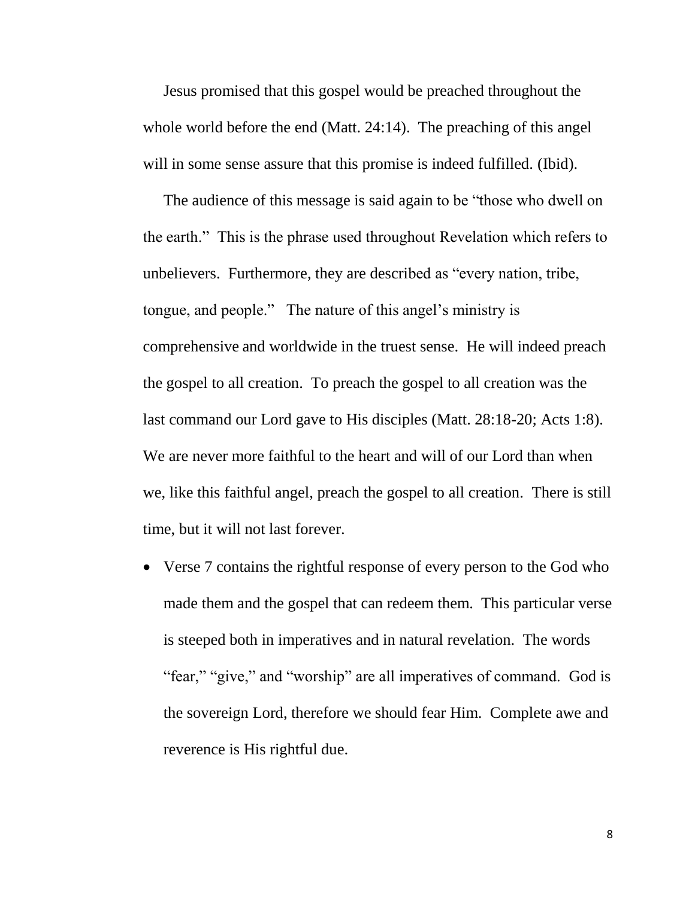Jesus promised that this gospel would be preached throughout the whole world before the end (Matt. 24:14). The preaching of this angel will in some sense assure that this promise is indeed fulfilled. (Ibid).

The audience of this message is said again to be "those who dwell on the earth." This is the phrase used throughout Revelation which refers to unbelievers. Furthermore, they are described as "every nation, tribe, tongue, and people." The nature of this angel's ministry is comprehensive and worldwide in the truest sense. He will indeed preach the gospel to all creation. To preach the gospel to all creation was the last command our Lord gave to His disciples (Matt. 28:18-20; Acts 1:8). We are never more faithful to the heart and will of our Lord than when we, like this faithful angel, preach the gospel to all creation. There is still time, but it will not last forever.

- Verse 7 contains the rightful response of every person to the God who made them and the gospel that can redeem them. This particular verse is steeped both in imperatives and in natural revelation. The words "fear," "give," and "worship" are all imperatives of command. God is the sovereign Lord, therefore we should fear Him. Complete awe and reverence is His rightful due.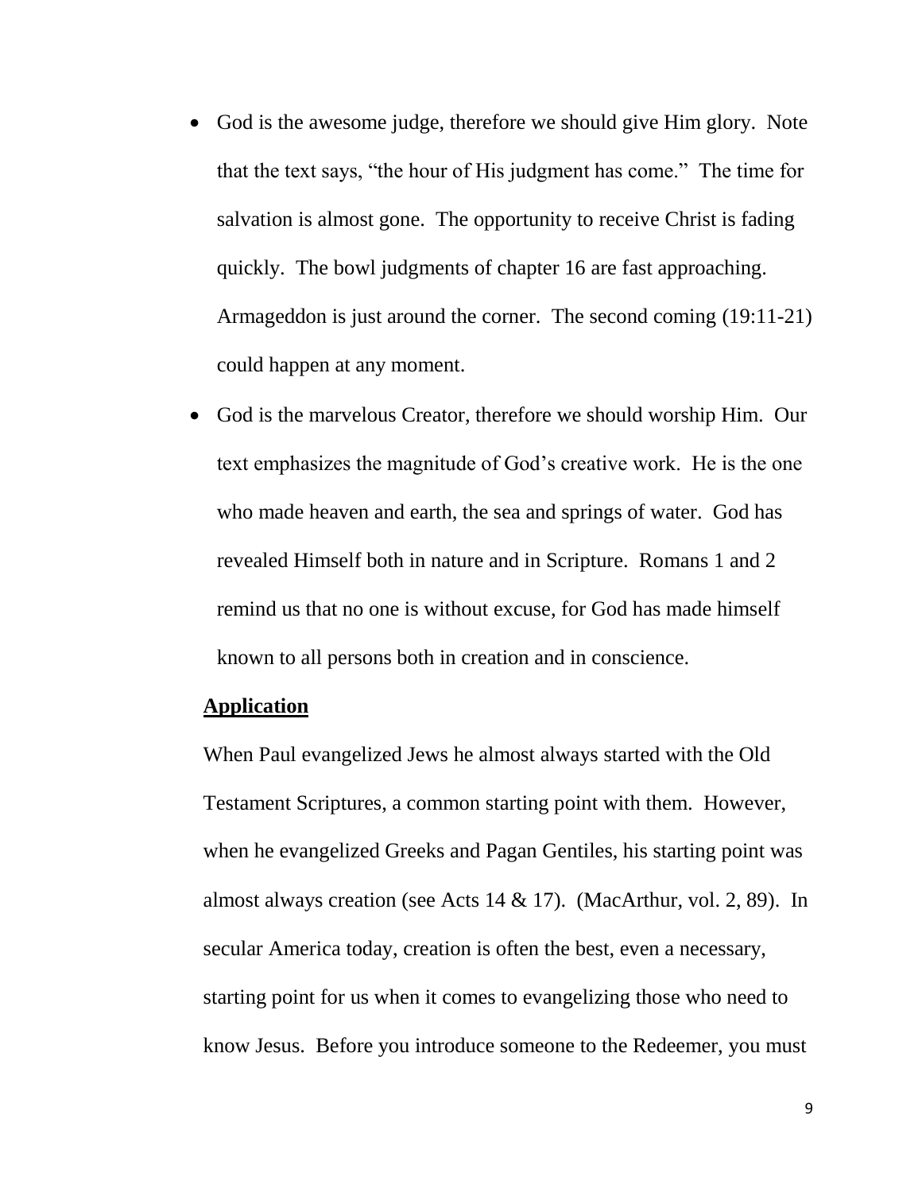- God is the awesome judge, therefore we should give Him glory. Note that the text says, "the hour of His judgment has come." The time for salvation is almost gone. The opportunity to receive Christ is fading quickly. The bowl judgments of chapter 16 are fast approaching. Armageddon is just around the corner. The second coming (19:11-21) could happen at any moment.
- God is the marvelous Creator, therefore we should worship Him. Our text emphasizes the magnitude of God's creative work. He is the one who made heaven and earth, the sea and springs of water. God has revealed Himself both in nature and in Scripture. Romans 1 and 2 remind us that no one is without excuse, for God has made himself known to all persons both in creation and in conscience.

**Application**

When Paul evangelized Jews he almost always started with the Old Testament Scriptures, a common starting point with them. However, when he evangelized Greeks and Pagan Gentiles, his starting point was almost always creation (see Acts 14 & 17). (MacArthur, vol. 2, 89). In secular America today, creation is often the best, even a necessary, starting point for us when it comes to evangelizing those who need to know Jesus. Before you introduce someone to the Redeemer, you must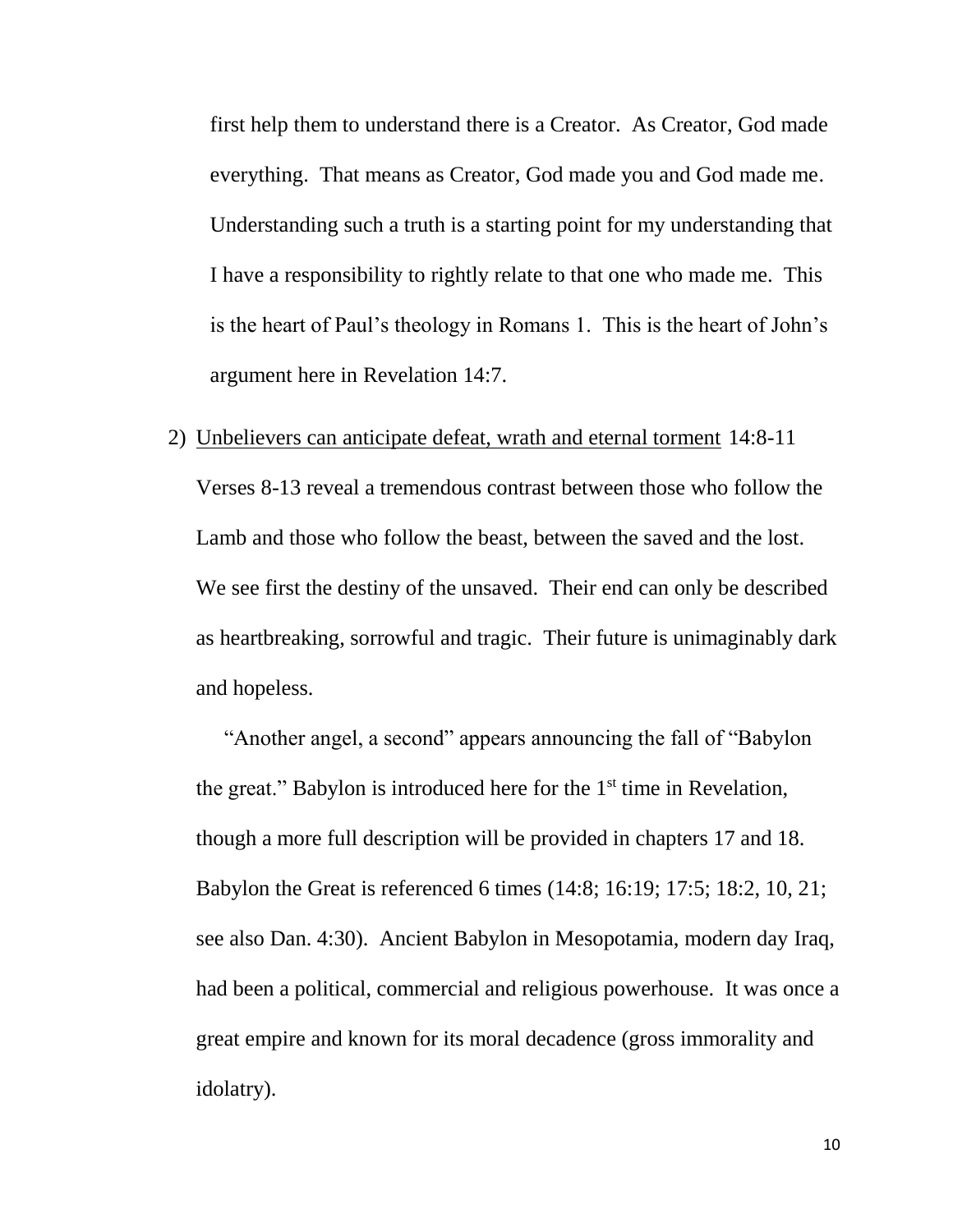first help them to understand there is a Creator. As Creator, God made everything. That means as Creator, God made you and God made me. Understanding such a truth is a starting point for my understanding that I have a responsibility to rightly relate to that one who made me. This is the heart of Paul's theology in Romans 1. This is the heart of John's argument here in Revelation 14:7.

2) <u>Unbelievers can anticipate defeat, wrath and eternal torment</u> 14:8-11

Verses 8-13 reveal a tremendous contrast between those who follow the Lamb and those who follow the beast, between the saved and the lost. We see first the destiny of the unsaved. Their end can only be described as heartbreaking, sorrowful and tragic. Their future is unimaginably dark and hopeless.

"Another angel, a second" appears announcing the fall of "Babylon the great." Babylon is introduced here for the 1st time in Revelation, though a more full description will be provided in chapters 17 and 18. Babylon the Great is referenced 6 times (14:8; 16:19; 17:5; 18:2, 10, 21; see also Dan. 4:30). Ancient Babylon in Mesopotamia, modern day Iraq, had been a political, commercial and religious powerhouse. It was once a great empire and known for its moral decadence (gross immorality and idolatry).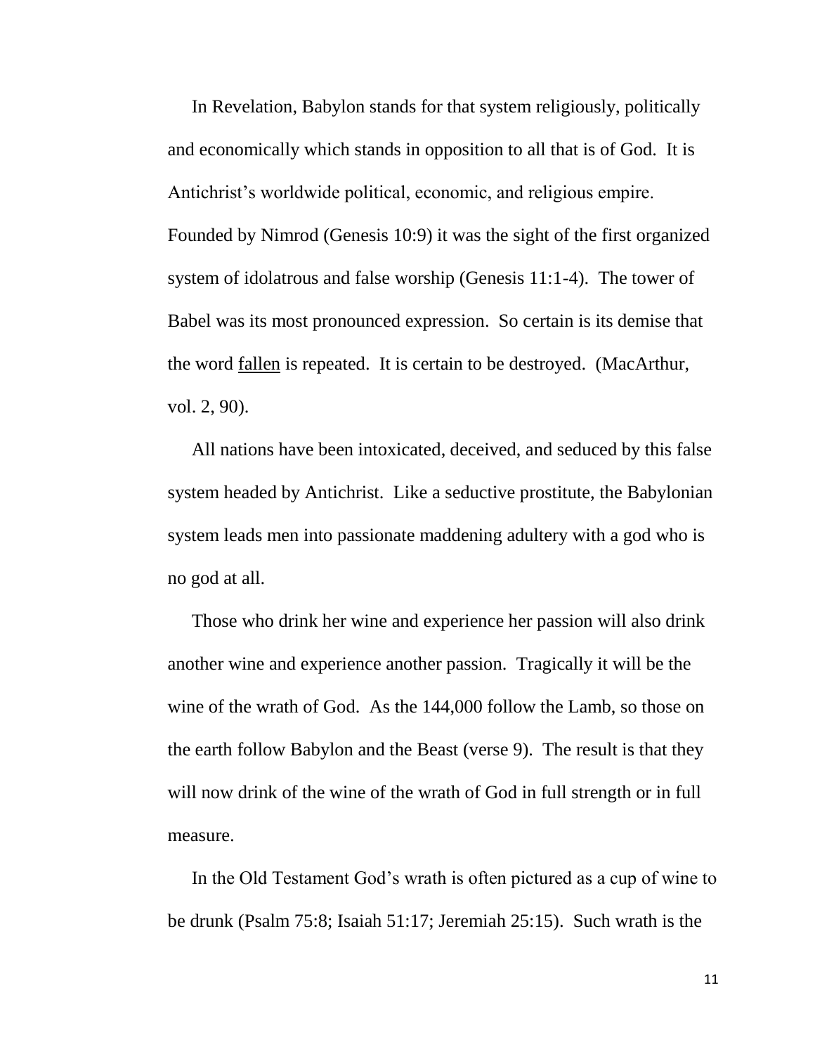In Revelation, Babylon stands for that system religiously, politically and economically which stands in opposition to all that is of God. It is Antichrist's worldwide political, economic, and religious empire. Founded by Nimrod (Genesis 10:9) it was the sight of the first organized system of idolatrous and false worship (Genesis 11:1-4). The tower of Babel was its most pronounced expression. So certain is its demise that the word <u>fallen</u> is repeated. It is certain to be destroyed. (MacArthur, vol. 2, 90).

All nations have been intoxicated, deceived, and seduced by this false system headed by Antichrist. Like a seductive prostitute, the Babylonian system leads men into passionate maddening adultery with a god who is no god at all.

Those who drink her wine and experience her passion will also drink another wine and experience another passion. Tragically it will be the wine of the wrath of God. As the 144,000 follow the Lamb, so those on the earth follow Babylon and the Beast (verse 9). The result is that they will now drink of the wine of the wrath of God in full strength or in full measure.

In the Old Testament God's wrath is often pictured as a cup of wine to be drunk (Psalm 75:8; Isaiah 51:17; Jeremiah 25:15). Such wrath is the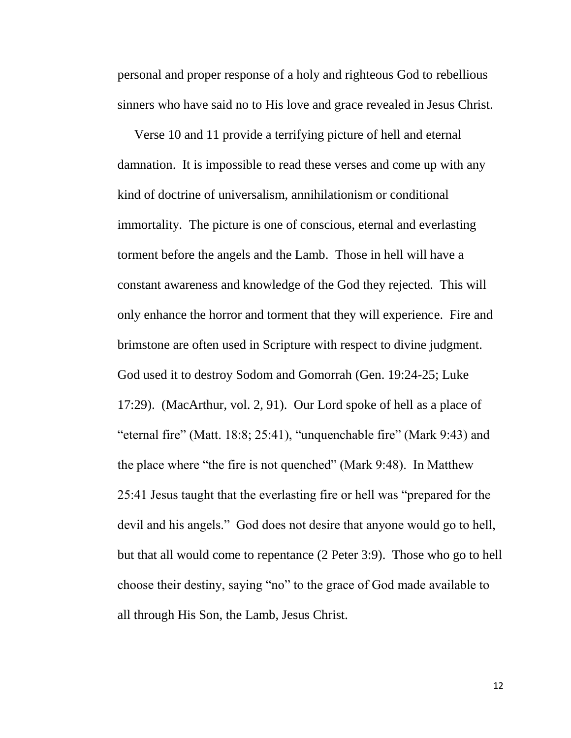personal and proper response of a holy and righteous God to rebellious sinners who have said no to His love and grace revealed in Jesus Christ.

Verse 10 and 11 provide a terrifying picture of hell and eternal damnation. It is impossible to read these verses and come up with any kind of doctrine of universalism, annihilationism or conditional immortality. The picture is one of conscious, eternal and everlasting torment before the angels and the Lamb. Those in hell will have a constant awareness and knowledge of the God they rejected. This will only enhance the horror and torment that they will experience. Fire and brimstone are often used in Scripture with respect to divine judgment. God used it to destroy Sodom and Gomorrah (Gen. 19:24-25; Luke 17:29). (MacArthur, vol. 2, 91). Our Lord spoke of hell as a place of "eternal fire" (Matt. 18:8; 25:41), "unquenchable fire" (Mark 9:43) and the place where "the fire is not quenched" (Mark 9:48). In Matthew 25:41 Jesus taught that the everlasting fire or hell was "prepared for the devil and his angels." God does not desire that anyone would go to hell, but that all would come to repentance (2 Peter 3:9). Those who go to hell choose their destiny, saying "no" to the grace of God made available to all through His Son, the Lamb, Jesus Christ.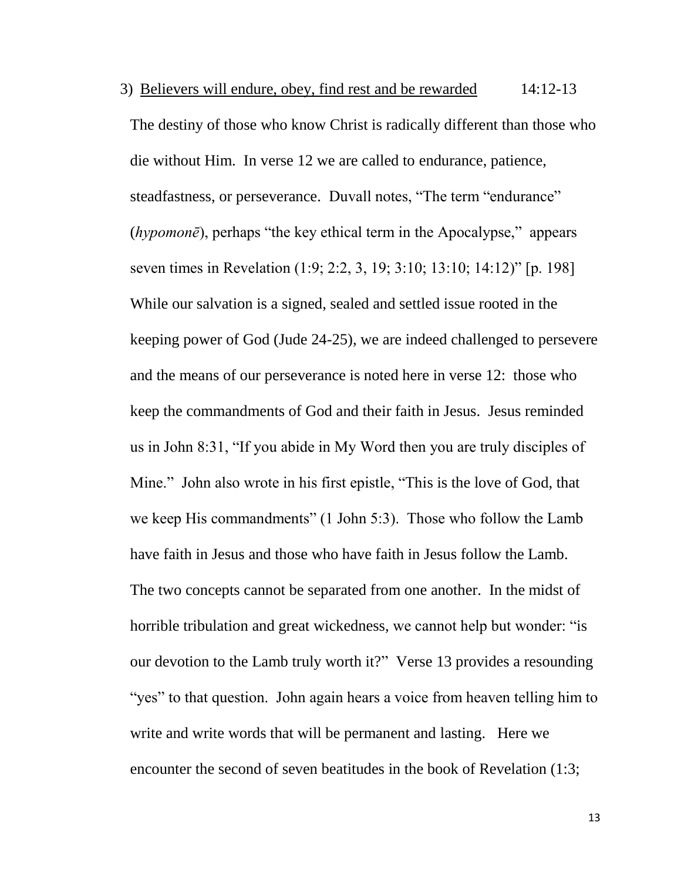3) <u>Believers will endure, obey, find rest and be rewarded</u> 14:12-13

The destiny of those who know Christ is radically different than those who die without Him. In verse 12 we are called to endurance, patience, steadfastness, or perseverance. Duvall notes, "The term "endurance" (*hypomonē*), perhaps "the key ethical term in the Apocalypse," appears seven times in Revelation (1:9; 2:2, 3, 19; 3:10; 13:10; 14:12)" [p. 198] While our salvation is a signed, sealed and settled issue rooted in the keeping power of God (Jude 24-25), we are indeed challenged to persevere and the means of our perseverance is noted here in verse 12: those who keep the commandments of God and their faith in Jesus. Jesus reminded us in John 8:31, "If you abide in My Word then you are truly disciples of Mine." John also wrote in his first epistle, "This is the love of God, that we keep His commandments" (1 John 5:3). Those who follow the Lamb have faith in Jesus and those who have faith in Jesus follow the Lamb. The two concepts cannot be separated from one another. In the midst of horrible tribulation and great wickedness, we cannot help but wonder: "is our devotion to the Lamb truly worth it?" Verse 13 provides a resounding "yes" to that question. John again hears a voice from heaven telling him to write and write words that will be permanent and lasting. Here we encounter the second of seven beatitudes in the book of Revelation (1:3;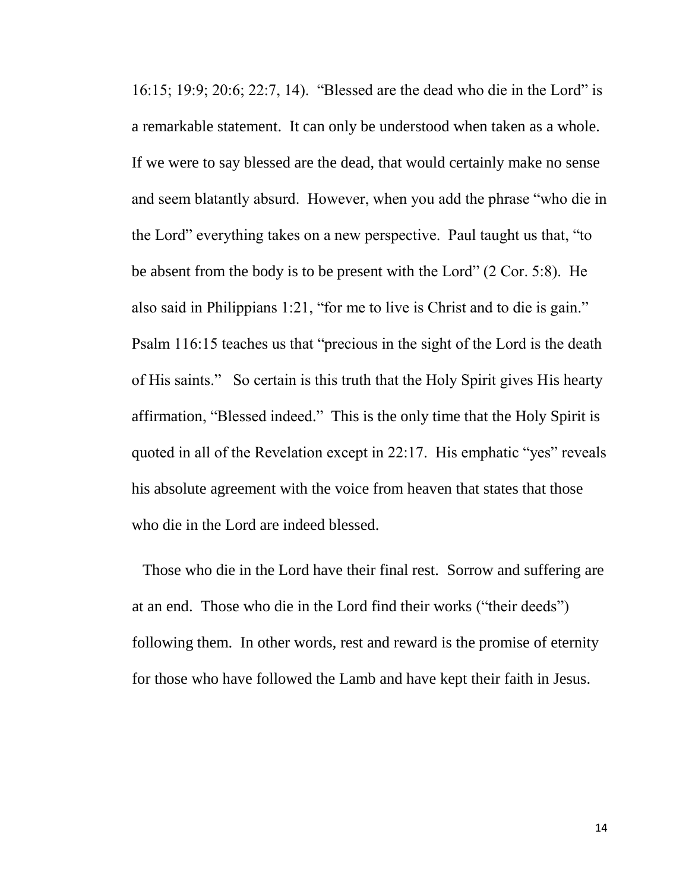16:15; 19:9; 20:6; 22:7, 14). "Blessed are the dead who die in the Lord" is a remarkable statement. It can only be understood when taken as a whole. If we were to say blessed are the dead, that would certainly make no sense and seem blatantly absurd. However, when you add the phrase "who die in the Lord" everything takes on a new perspective. Paul taught us that, "to be absent from the body is to be present with the Lord" (2 Cor. 5:8). He also said in Philippians 1:21, "for me to live is Christ and to die is gain." Psalm 116:15 teaches us that "precious in the sight of the Lord is the death of His saints." So certain is this truth that the Holy Spirit gives His hearty affirmation, "Blessed indeed." This is the only time that the Holy Spirit is quoted in all of the Revelation except in 22:17. His emphatic "yes" reveals his absolute agreement with the voice from heaven that states that those who die in the Lord are indeed blessed.

Those who die in the Lord have their final rest. Sorrow and suffering are at an end. Those who die in the Lord find their works ("their deeds") following them. In other words, rest and reward is the promise of eternity for those who have followed the Lamb and have kept their faith in Jesus.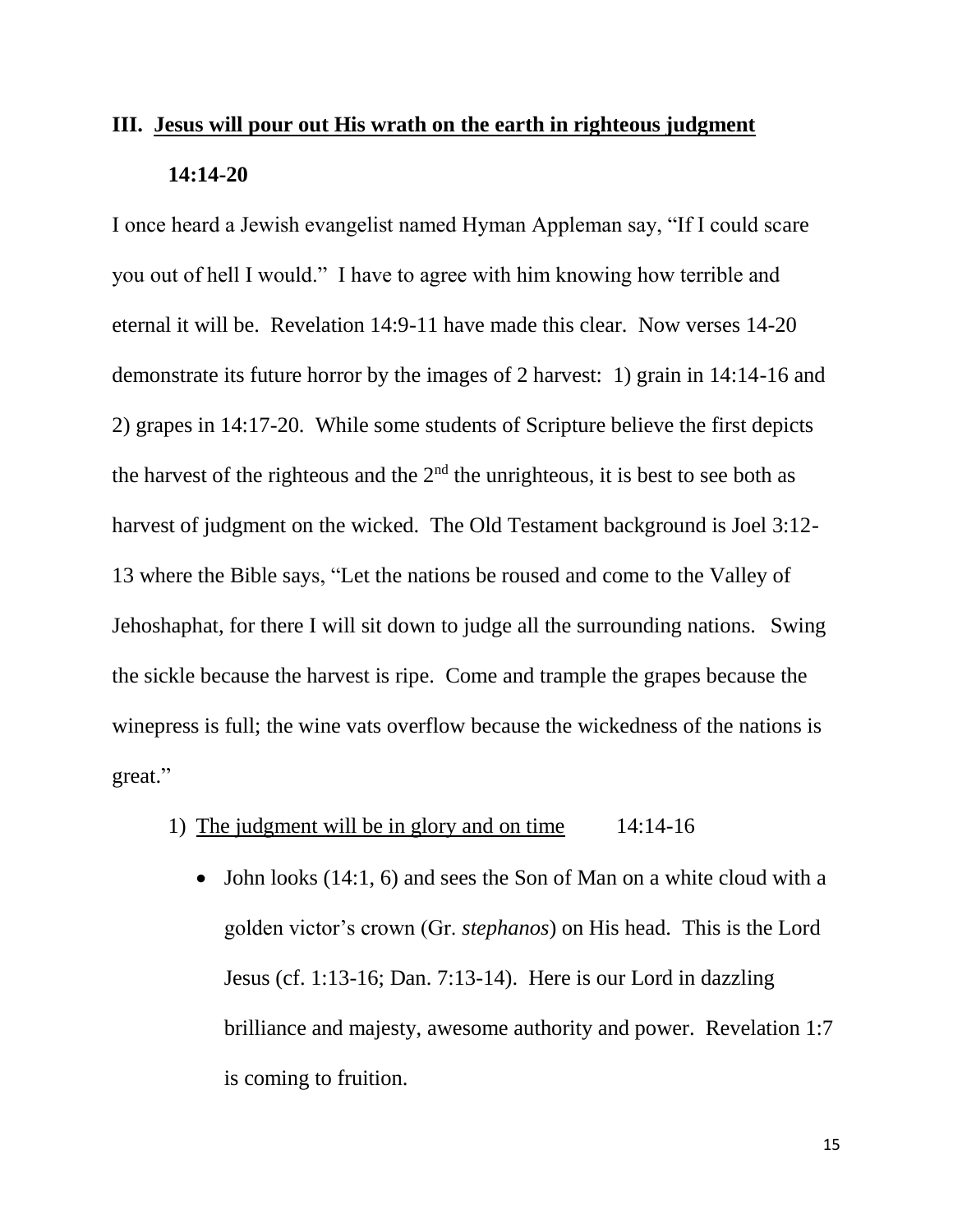## III. <u>Jesus will pour out His wrath on the earth in righteous judgment</u>

**14:14-20**

I once heard a Jewish evangelist named Hyman Appleman say, "If I could scare you out of hell I would." I have to agree with him knowing how terrible and eternal it will be. Revelation 14:9-11 have made this clear. Now verses 14-20 demonstrate its future horror by the images of 2 harvest: 1) grain in 14:14-16 and 2) grapes in 14:17-20. While some students of Scripture believe the first depicts the harvest of the righteous and the 2nd the unrighteous, it is best to see both as harvest of judgment on the wicked. The Old Testament background is Joel 3:12-13 where the Bible says, "Let the nations be roused and come to the Valley of Jehoshaphat, for there I will sit down to judge all the surrounding nations. Swing the sickle because the harvest is ripe. Come and trample the grapes because the winepress is full; the wine vats overflow because the wickedness of the nations is great."

1) <u>The judgment will be in glory and on time</u> 14:14-16

- John looks (14:1, 6) and sees the Son of Man on a white cloud with a golden victor's crown (Gr. *stephanos*) on His head. This is the Lord Jesus (cf. 1:13-16; Dan. 7:13-14). Here is our Lord in dazzling brilliance and majesty, awesome authority and power. Revelation 1:7 is coming to fruition.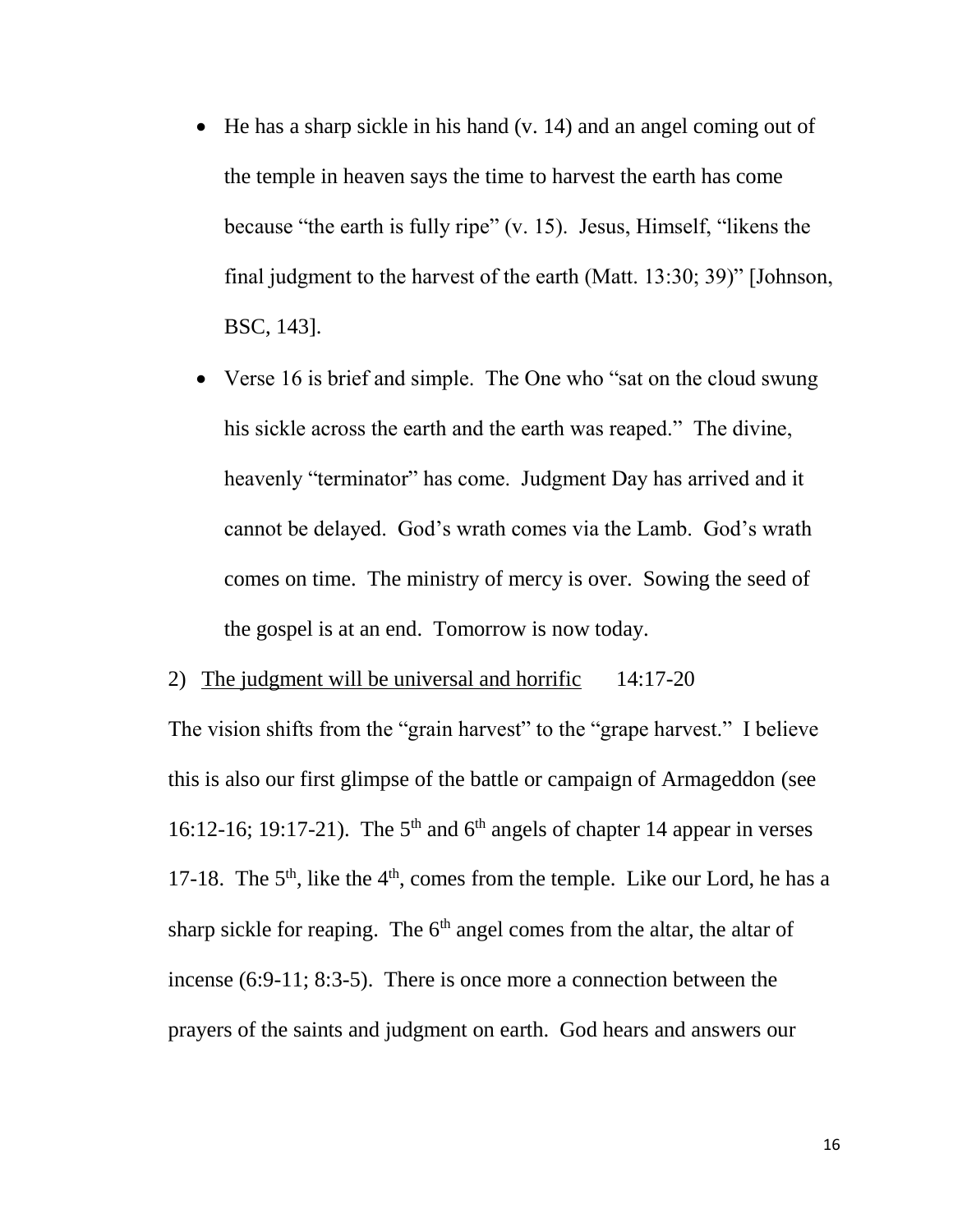- He has a sharp sickle in his hand (v. 14) and an angel coming out of the temple in heaven says the time to harvest the earth has come because “the earth is fully ripe” (v. 15). Jesus, Himself, “likens the final judgment to the harvest of the earth (Matt. 13:30; 39)” [Johnson, BSC, 143].
- Verse 16 is brief and simple. The One who “sat on the cloud swung his sickle across the earth and the earth was reaped.” The divine, heavenly “terminator” has come. Judgment Day has arrived and it cannot be delayed. God’s wrath comes via the Lamb. God’s wrath comes on time. The ministry of mercy is over. Sowing the seed of the gospel is at an end. Tomorrow is now today.

2) <u>The judgment will be universal and horrific</u> 14:17-20

The vision shifts from the “grain harvest” to the “grape harvest.” I believe this is also our first glimpse of the battle or campaign of Armageddon (see 16:12-16; 19:17-21). The 5th and 6th angels of chapter 14 appear in verses 17-18. The 5th, like the 4th, comes from the temple. Like our Lord, he has a sharp sickle for reaping. The 6th angel comes from the altar, the altar of incense (6:9-11; 8:3-5). There is once more a connection between the prayers of the saints and judgment on earth. God hears and answers our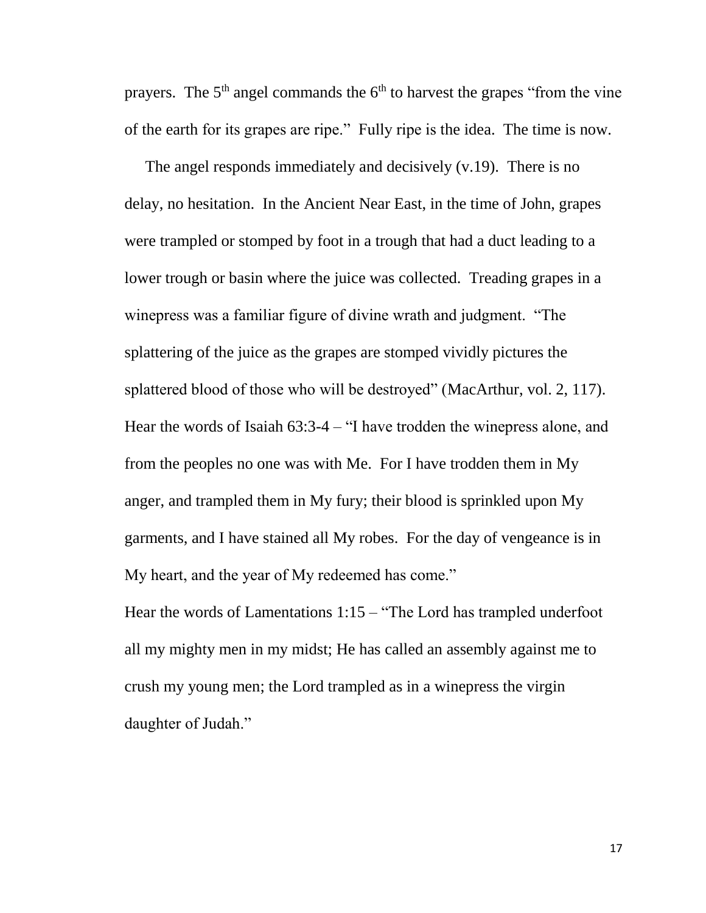prayers. The 5th angel commands the 6th to harvest the grapes "from the vine of the earth for its grapes are ripe." Fully ripe is the idea. The time is now.

The angel responds immediately and decisively (v.19). There is no delay, no hesitation. In the Ancient Near East, in the time of John, grapes were trampled or stomped by foot in a trough that had a duct leading to a lower trough or basin where the juice was collected. Treading grapes in a winepress was a familiar figure of divine wrath and judgment. "The splattering of the juice as the grapes are stomped vividly pictures the splattered blood of those who will be destroyed" (MacArthur, vol. 2, 117). Hear the words of Isaiah 63:3-4 – "I have trodden the winepress alone, and from the peoples no one was with Me. For I have trodden them in My anger, and trampled them in My fury; their blood is sprinkled upon My garments, and I have stained all My robes. For the day of vengeance is in My heart, and the year of My redeemed has come."

Hear the words of Lamentations 1:15 – "The Lord has trampled underfoot all my mighty men in my midst; He has called an assembly against me to crush my young men; the Lord trampled as in a winepress the virgin daughter of Judah."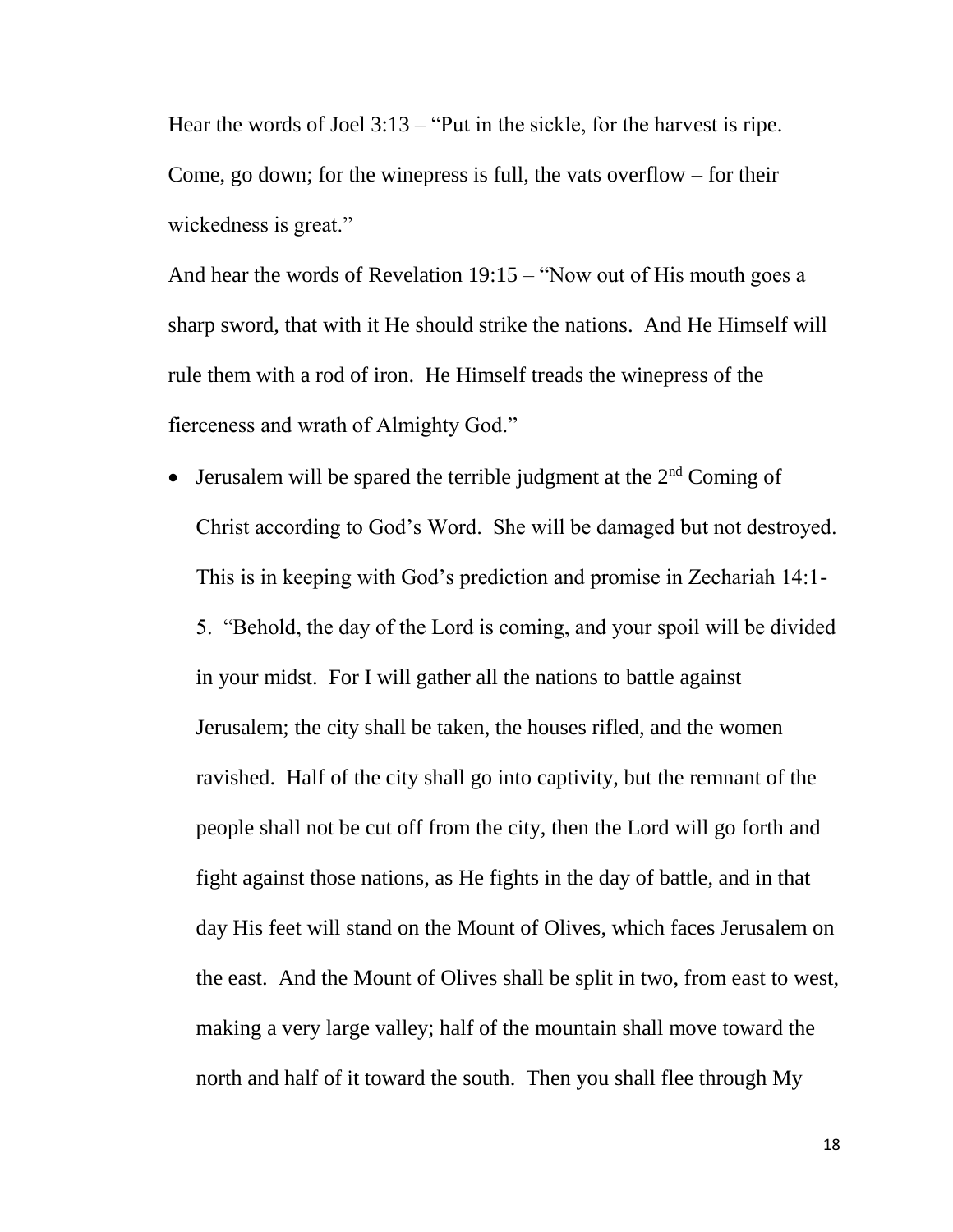Hear the words of Joel 3:13 – "Put in the sickle, for the harvest is ripe. Come, go down; for the winepress is full, the vats overflow – for their wickedness is great."

And hear the words of Revelation 19:15 – "Now out of His mouth goes a sharp sword, that with it He should strike the nations. And He Himself will rule them with a rod of iron. He Himself treads the winepress of the fierceness and wrath of Almighty God."

- Jerusalem will be spared the terrible judgment at the 2nd Coming of Christ according to God's Word. She will be damaged but not destroyed. This is in keeping with God's prediction and promise in Zechariah 14:1-5. "Behold, the day of the Lord is coming, and your spoil will be divided in your midst. For I will gather all the nations to battle against Jerusalem; the city shall be taken, the houses rifled, and the women ravished. Half of the city shall go into captivity, but the remnant of the people shall not be cut off from the city, then the Lord will go forth and fight against those nations, as He fights in the day of battle, and in that day His feet will stand on the Mount of Olives, which faces Jerusalem on the east. And the Mount of Olives shall be split in two, from east to west, making a very large valley; half of the mountain shall move toward the north and half of it toward the south. Then you shall flee through My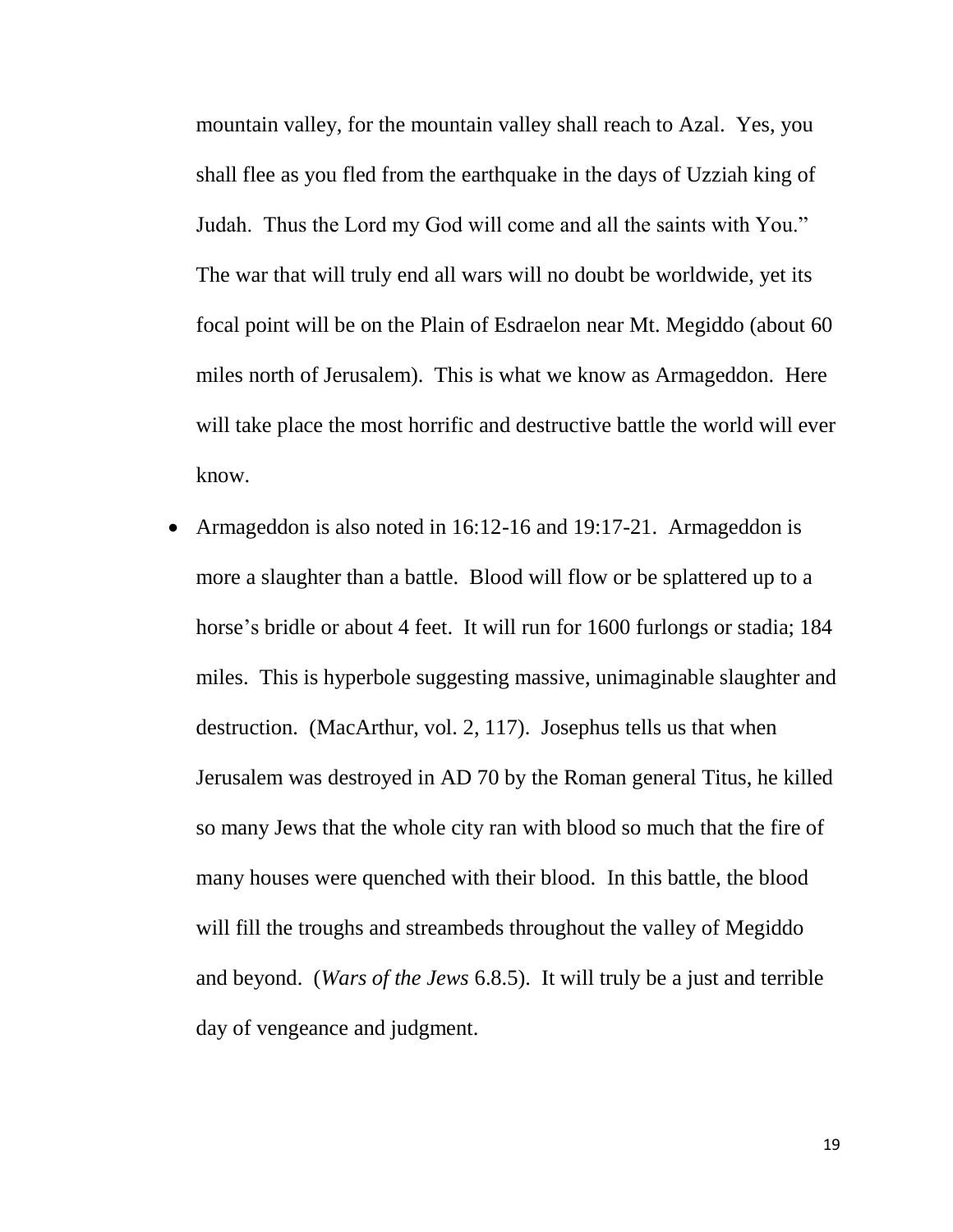mountain valley, for the mountain valley shall reach to Azal. Yes, you shall flee as you fled from the earthquake in the days of Uzziah king of Judah. Thus the Lord my God will come and all the saints with You." The war that will truly end all wars will no doubt be worldwide, yet its focal point will be on the Plain of Esdraelon near Mt. Megiddo (about 60 miles north of Jerusalem). This is what we know as Armageddon. Here will take place the most horrific and destructive battle the world will ever know.

- Armageddon is also noted in 16:12-16 and 19:17-21. Armageddon is more a slaughter than a battle. Blood will flow or be splattered up to a horse's bridle or about 4 feet. It will run for 1600 furlongs or stadia; 184 miles. This is hyperbole suggesting massive, unimaginable slaughter and destruction. (MacArthur, vol. 2, 117). Josephus tells us that when Jerusalem was destroyed in AD 70 by the Roman general Titus, he killed so many Jews that the whole city ran with blood so much that the fire of many houses were quenched with their blood. In this battle, the blood will fill the troughs and streambeds throughout the valley of Megiddo and beyond. (*Wars of the Jews* 6.8.5). It will truly be a just and terrible day of vengeance and judgment.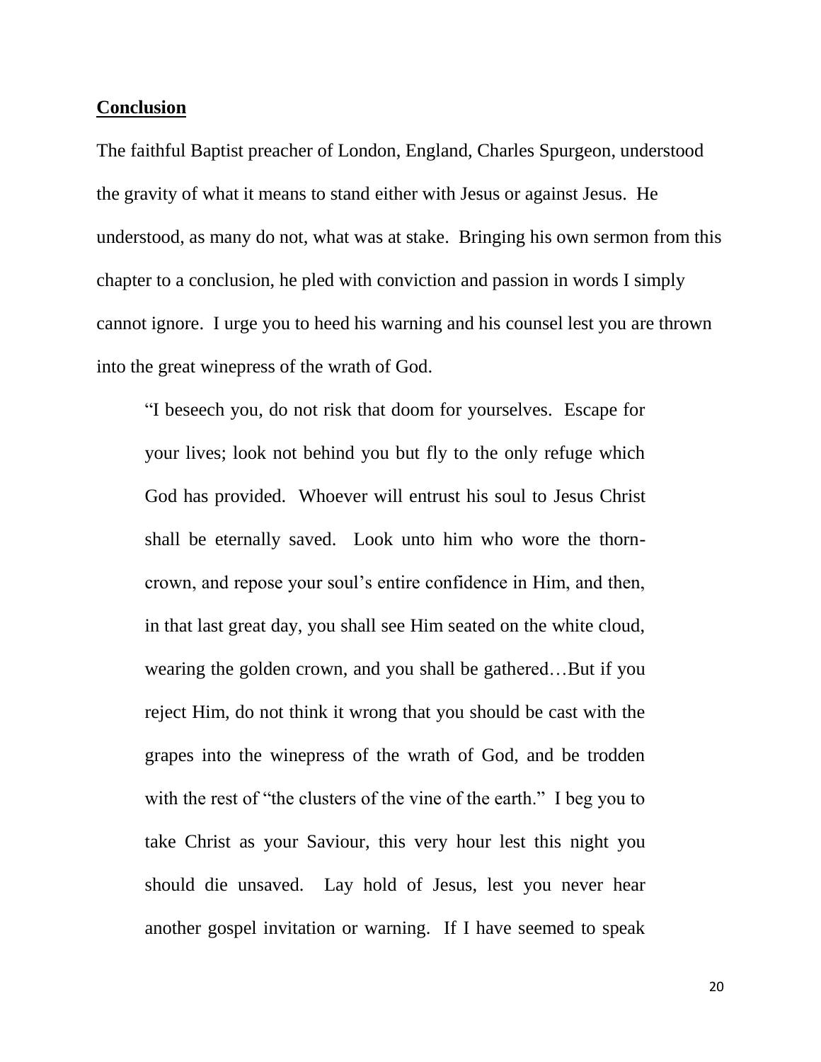**Conclusion**

The faithful Baptist preacher of London, England, Charles Spurgeon, understood the gravity of what it means to stand either with Jesus or against Jesus. He understood, as many do not, what was at stake. Bringing his own sermon from this chapter to a conclusion, he pled with conviction and passion in words I simply cannot ignore. I urge you to heed his warning and his counsel lest you are thrown into the great winepress of the wrath of God.

> "I beseech you, do not risk that doom for yourselves. Escape for your lives; look not behind you but fly to the only refuge which God has provided. Whoever will entrust his soul to Jesus Christ shall be eternally saved. Look unto him who wore the thorn-crown, and repose your soul's entire confidence in Him, and then, in that last great day, you shall see Him seated on the white cloud, wearing the golden crown, and you shall be gathered…But if you reject Him, do not think it wrong that you should be cast with the grapes into the winepress of the wrath of God, and be trodden with the rest of "the clusters of the vine of the earth." I beg you to take Christ as your Saviour, this very hour lest this night you should die unsaved. Lay hold of Jesus, lest you never hear another gospel invitation or warning. If I have seemed to speak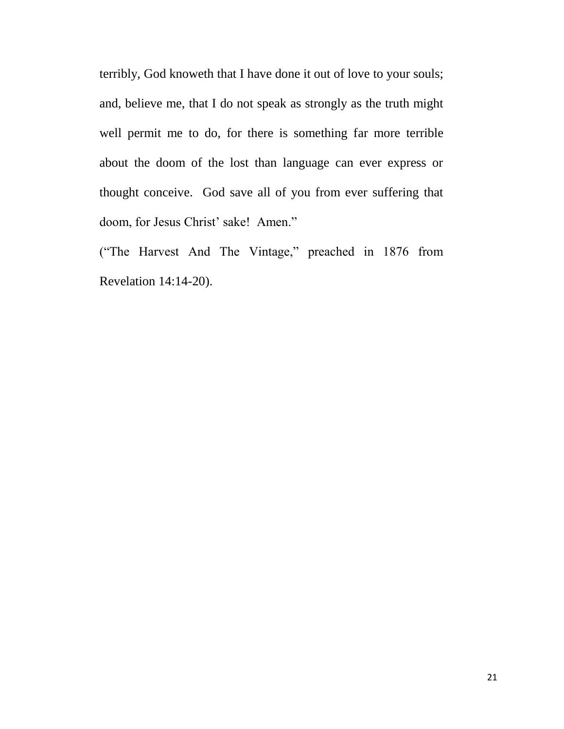terribly, God knoweth that I have done it out of love to your souls; and, believe me, that I do not speak as strongly as the truth might well permit me to do, for there is something far more terrible about the doom of the lost than language can ever express or thought conceive. God save all of you from ever suffering that doom, for Jesus Christ' sake! Amen."

("The Harvest And The Vintage," preached in 1876 from Revelation 14:14-20).